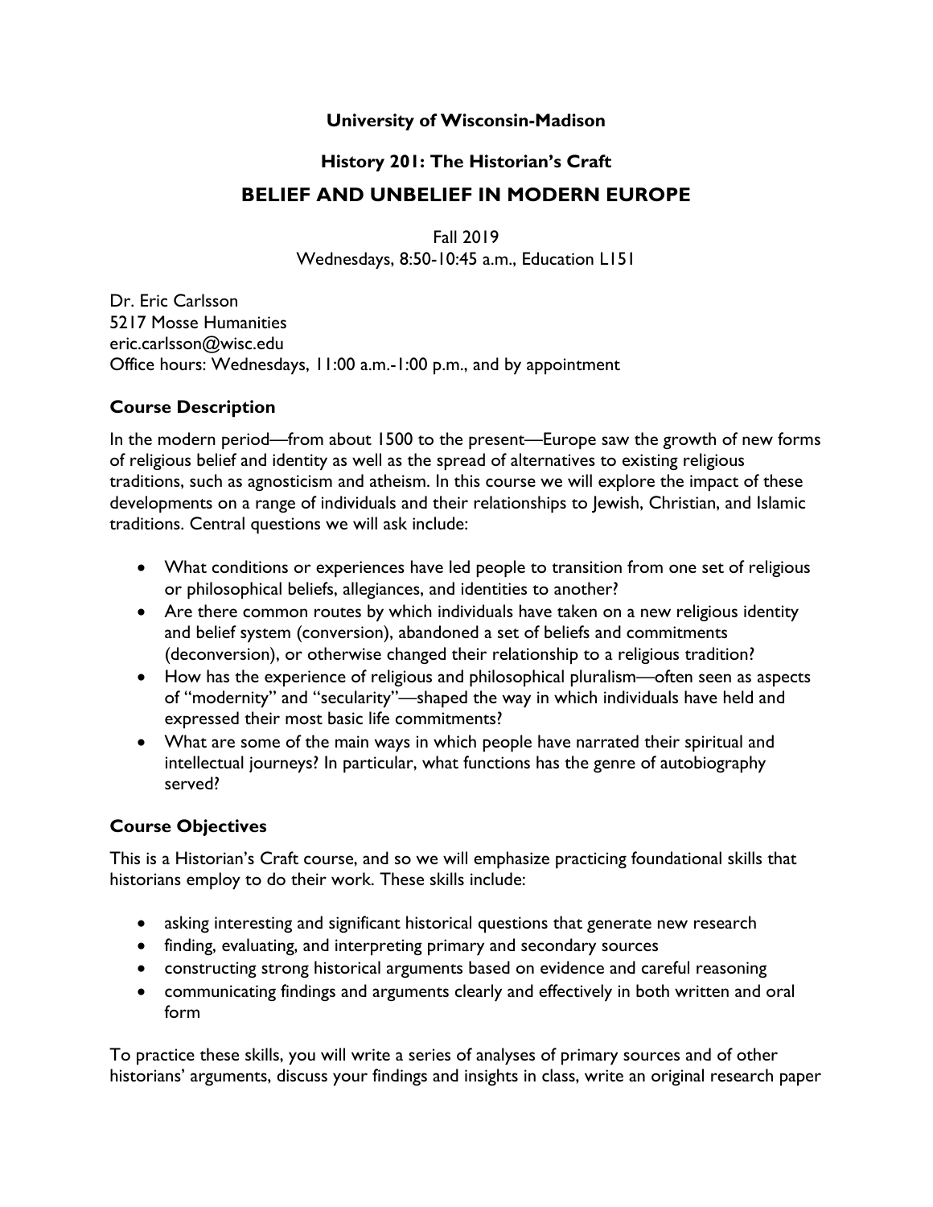**University of Wisconsin-Madison**

**History 201: The Historian's Craft**

# BELIEF AND UNBELIEF IN MODERN EUROPE

Fall 2019
Wednesdays, 8:50-10:45 a.m., Education L151

Dr. Eric Carlsson
5217 Mosse Humanities
eric.carlsson@wisc.edu
Office hours: Wednesdays, 11:00 a.m.-1:00 p.m., and by appointment

## Course Description

In the modern period—from about 1500 to the present—Europe saw the growth of new forms of religious belief and identity as well as the spread of alternatives to existing religious traditions, such as agnosticism and atheism. In this course we will explore the impact of these developments on a range of individuals and their relationships to Jewish, Christian, and Islamic traditions. Central questions we will ask include:

- What conditions or experiences have led people to transition from one set of religious or philosophical beliefs, allegiances, and identities to another?
- Are there common routes by which individuals have taken on a new religious identity and belief system (conversion), abandoned a set of beliefs and commitments (deconversion), or otherwise changed their relationship to a religious tradition?
- How has the experience of religious and philosophical pluralism—often seen as aspects of "modernity" and "secularity"—shaped the way in which individuals have held and expressed their most basic life commitments?
- What are some of the main ways in which people have narrated their spiritual and intellectual journeys? In particular, what functions has the genre of autobiography served?

## Course Objectives

This is a Historian's Craft course, and so we will emphasize practicing foundational skills that historians employ to do their work. These skills include:

- asking interesting and significant historical questions that generate new research
- finding, evaluating, and interpreting primary and secondary sources
- constructing strong historical arguments based on evidence and careful reasoning
- communicating findings and arguments clearly and effectively in both written and oral form

To practice these skills, you will write a series of analyses of primary sources and of other historians' arguments, discuss your findings and insights in class, write an original research paper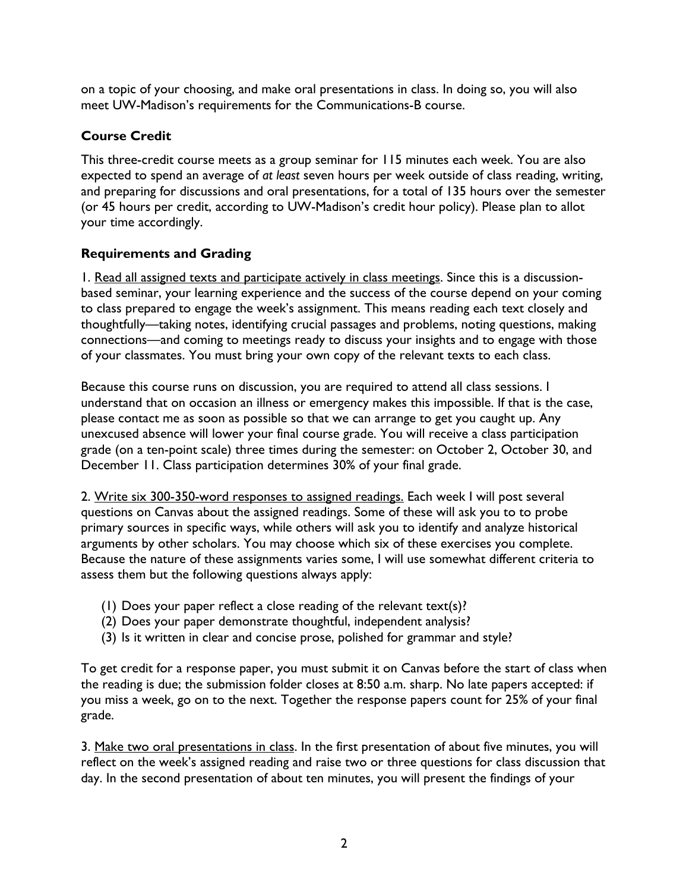on a topic of your choosing, and make oral presentations in class. In doing so, you will also meet UW-Madison's requirements for the Communications-B course.

### Course Credit

This three-credit course meets as a group seminar for 115 minutes each week. You are also expected to spend an average of *at least* seven hours per week outside of class reading, writing, and preparing for discussions and oral presentations, for a total of 135 hours over the semester (or 45 hours per credit, according to UW-Madison's credit hour policy). Please plan to allot your time accordingly.

### Requirements and Grading

1. <u>Read all assigned texts and participate actively in class meetings</u>. Since this is a discussion-based seminar, your learning experience and the success of the course depend on your coming to class prepared to engage the week's assignment. This means reading each text closely and thoughtfully—taking notes, identifying crucial passages and problems, noting questions, making connections—and coming to meetings ready to discuss your insights and to engage with those of your classmates. You must bring your own copy of the relevant texts to each class.

Because this course runs on discussion, you are required to attend all class sessions. I understand that on occasion an illness or emergency makes this impossible. If that is the case, please contact me as soon as possible so that we can arrange to get you caught up. Any unexcused absence will lower your final course grade. You will receive a class participation grade (on a ten-point scale) three times during the semester: on October 2, October 30, and December 11. Class participation determines 30% of your final grade.

2. <u>Write six 300-350-word responses to assigned readings.</u> Each week I will post several questions on Canvas about the assigned readings. Some of these will ask you to to probe primary sources in specific ways, while others will ask you to identify and analyze historical arguments by other scholars. You may choose which six of these exercises you complete. Because the nature of these assignments varies some, I will use somewhat different criteria to assess them but the following questions always apply:

(1) Does your paper reflect a close reading of the relevant text(s)?
(2) Does your paper demonstrate thoughtful, independent analysis?
(3) Is it written in clear and concise prose, polished for grammar and style?

To get credit for a response paper, you must submit it on Canvas before the start of class when the reading is due; the submission folder closes at 8:50 a.m. sharp. No late papers accepted: if you miss a week, go on to the next. Together the response papers count for 25% of your final grade.

3. <u>Make two oral presentations in class</u>. In the first presentation of about five minutes, you will reflect on the week's assigned reading and raise two or three questions for class discussion that day. In the second presentation of about ten minutes, you will present the findings of your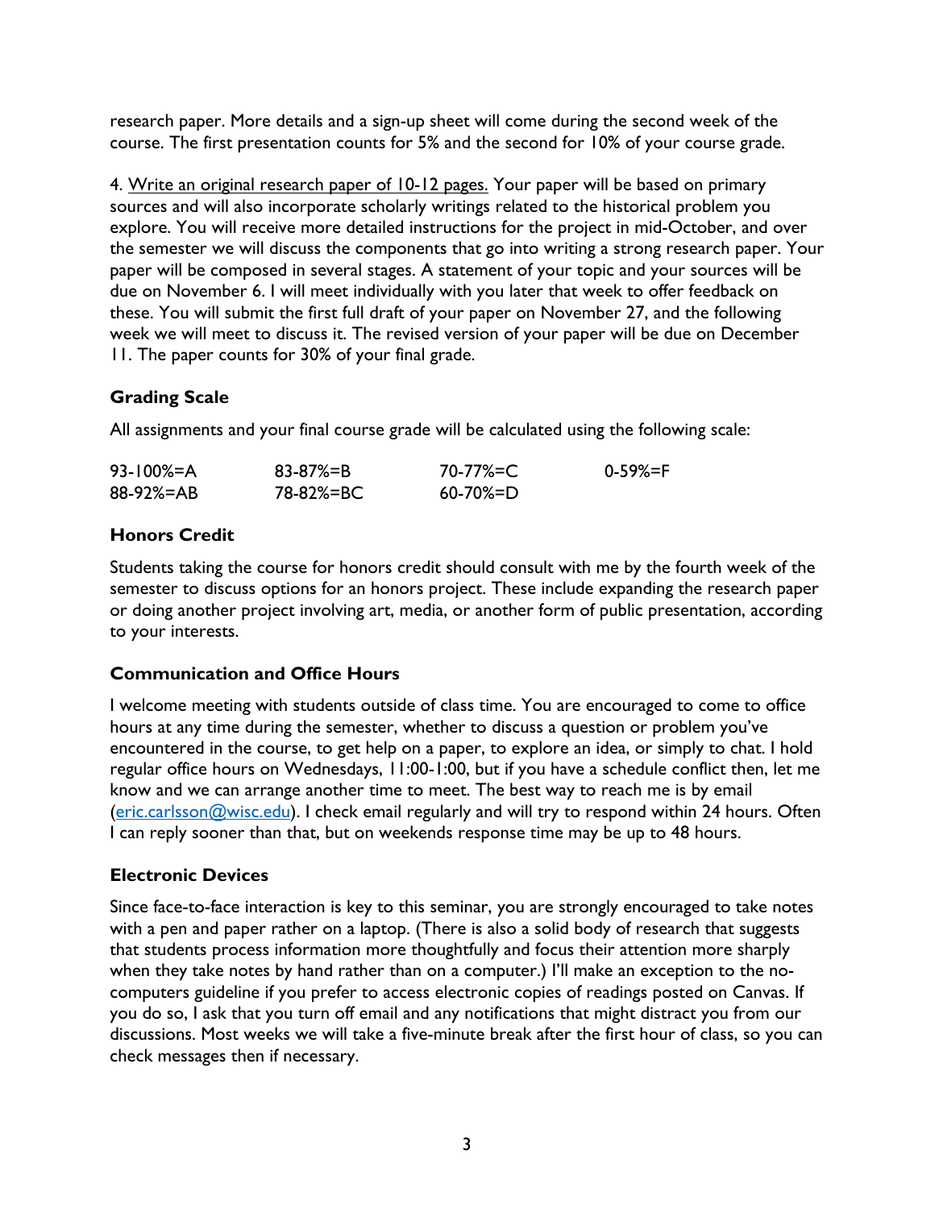research paper. More details and a sign-up sheet will come during the second week of the course. The first presentation counts for 5% and the second for 10% of your course grade.

4. Write an original research paper of 10-12 pages. Your paper will be based on primary sources and will also incorporate scholarly writings related to the historical problem you explore. You will receive more detailed instructions for the project in mid-October, and over the semester we will discuss the components that go into writing a strong research paper. Your paper will be composed in several stages. A statement of your topic and your sources will be due on November 6. I will meet individually with you later that week to offer feedback on these. You will submit the first full draft of your paper on November 27, and the following week we will meet to discuss it. The revised version of your paper will be due on December 11. The paper counts for 30% of your final grade.

### Grading Scale

All assignments and your final course grade will be calculated using the following scale:

| | | | |
|---|---|---|---|
| 93-100%=A | 83-87%=B | 70-77%=C | 0-59%=F |
| 88-92%=AB | 78-82%=BC | 60-70%=D | |

### Honors Credit

Students taking the course for honors credit should consult with me by the fourth week of the semester to discuss options for an honors project. These include expanding the research paper or doing another project involving art, media, or another form of public presentation, according to your interests.

### Communication and Office Hours

I welcome meeting with students outside of class time. You are encouraged to come to office hours at any time during the semester, whether to discuss a question or problem you've encountered in the course, to get help on a paper, to explore an idea, or simply to chat. I hold regular office hours on Wednesdays, 11:00-1:00, but if you have a schedule conflict then, let me know and we can arrange another time to meet. The best way to reach me is by email (eric.carlsson@wisc.edu). I check email regularly and will try to respond within 24 hours. Often I can reply sooner than that, but on weekends response time may be up to 48 hours.

### Electronic Devices

Since face-to-face interaction is key to this seminar, you are strongly encouraged to take notes with a pen and paper rather on a laptop. (There is also a solid body of research that suggests that students process information more thoughtfully and focus their attention more sharply when they take notes by hand rather than on a computer.) I'll make an exception to the no-computers guideline if you prefer to access electronic copies of readings posted on Canvas. If you do so, I ask that you turn off email and any notifications that might distract you from our discussions. Most weeks we will take a five-minute break after the first hour of class, so you can check messages then if necessary.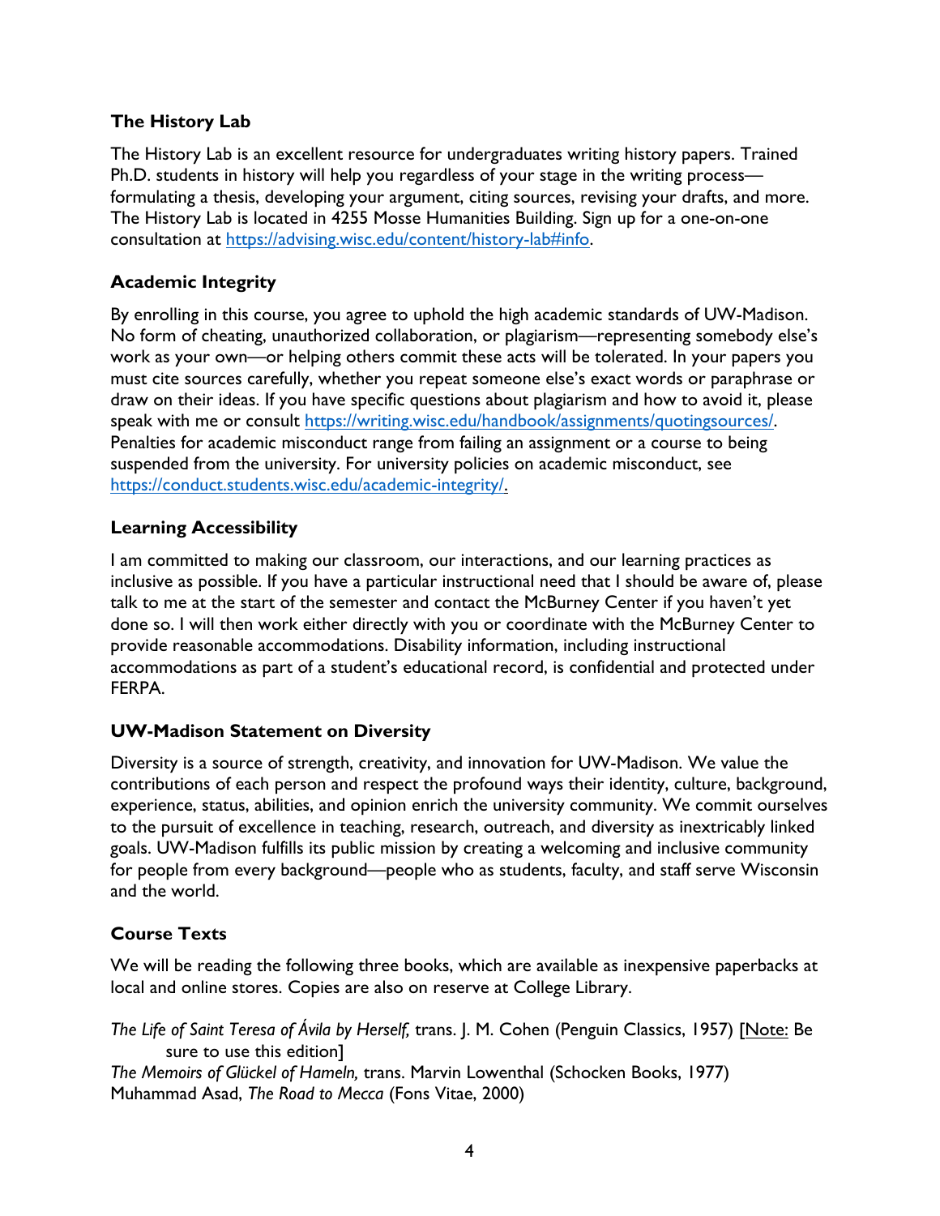### The History Lab

The History Lab is an excellent resource for undergraduates writing history papers. Trained Ph.D. students in history will help you regardless of your stage in the writing process—formulating a thesis, developing your argument, citing sources, revising your drafts, and more. The History Lab is located in 4255 Mosse Humanities Building. Sign up for a one-on-one consultation at https://advising.wisc.edu/content/history-lab#info.

### Academic Integrity

By enrolling in this course, you agree to uphold the high academic standards of UW-Madison. No form of cheating, unauthorized collaboration, or plagiarism—representing somebody else's work as your own—or helping others commit these acts will be tolerated. In your papers you must cite sources carefully, whether you repeat someone else's exact words or paraphrase or draw on their ideas. If you have specific questions about plagiarism and how to avoid it, please speak with me or consult https://writing.wisc.edu/handbook/assignments/quotingsources/. Penalties for academic misconduct range from failing an assignment or a course to being suspended from the university. For university policies on academic misconduct, see https://conduct.students.wisc.edu/academic-integrity/.

### Learning Accessibility

I am committed to making our classroom, our interactions, and our learning practices as inclusive as possible. If you have a particular instructional need that I should be aware of, please talk to me at the start of the semester and contact the McBurney Center if you haven't yet done so. I will then work either directly with you or coordinate with the McBurney Center to provide reasonable accommodations. Disability information, including instructional accommodations as part of a student's educational record, is confidential and protected under FERPA.

### UW-Madison Statement on Diversity

Diversity is a source of strength, creativity, and innovation for UW-Madison. We value the contributions of each person and respect the profound ways their identity, culture, background, experience, status, abilities, and opinion enrich the university community. We commit ourselves to the pursuit of excellence in teaching, research, outreach, and diversity as inextricably linked goals. UW-Madison fulfills its public mission by creating a welcoming and inclusive community for people from every background—people who as students, faculty, and staff serve Wisconsin and the world.

### Course Texts

We will be reading the following three books, which are available as inexpensive paperbacks at local and online stores. Copies are also on reserve at College Library.

*The Life of Saint Teresa of Ávila by Herself,* trans. J. M. Cohen (Penguin Classics, 1957) [Note: Be sure to use this edition]
*The Memoirs of Glückel of Hameln,* trans. Marvin Lowenthal (Schocken Books, 1977)
Muhammad Asad, *The Road to Mecca* (Fons Vitae, 2000)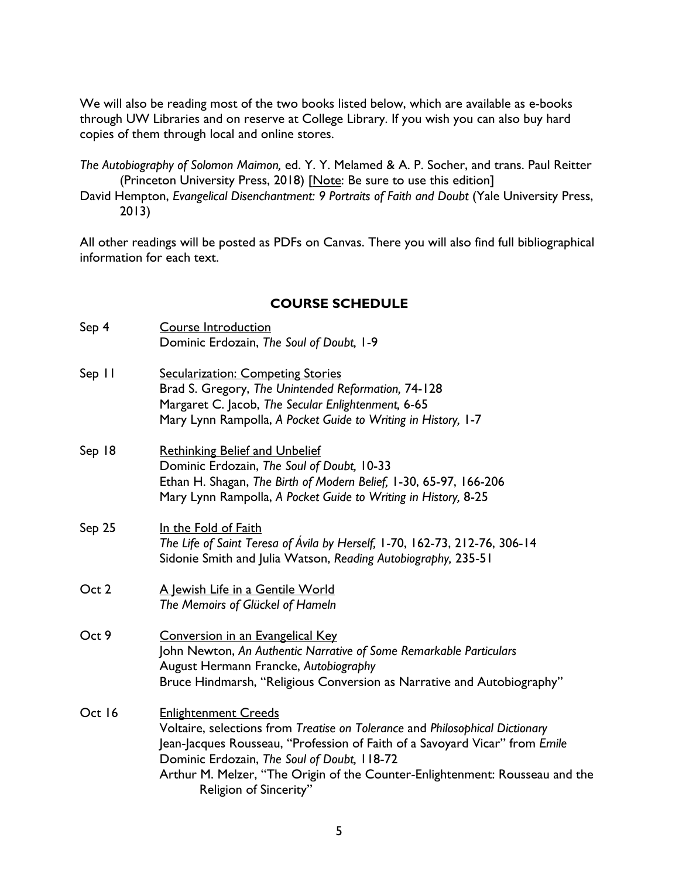We will also be reading most of the two books listed below, which are available as e-books through UW Libraries and on reserve at College Library. If you wish you can also buy hard copies of them through local and online stores.

*The Autobiography of Solomon Maimon,* ed. Y. Y. Melamed & A. P. Socher, and trans. Paul Reitter (Princeton University Press, 2018) [Note: Be sure to use this edition]

David Hempton, *Evangelical Disenchantment: 9 Portraits of Faith and Doubt* (Yale University Press, 2013)

All other readings will be posted as PDFs on Canvas. There you will also find full bibliographical information for each text.

## COURSE SCHEDULE

**Sep 4** — Course Introduction
Dominic Erdozain, *The Soul of Doubt,* 1-9

**Sep 11** — Secularization: Competing Stories
Brad S. Gregory, *The Unintended Reformation,* 74-128
Margaret C. Jacob, *The Secular Enlightenment,* 6-65
Mary Lynn Rampolla, *A Pocket Guide to Writing in History,* 1-7

**Sep 18** — Rethinking Belief and Unbelief
Dominic Erdozain, *The Soul of Doubt,* 10-33
Ethan H. Shagan, *The Birth of Modern Belief,* 1-30, 65-97, 166-206
Mary Lynn Rampolla, *A Pocket Guide to Writing in History,* 8-25

**Sep 25** — In the Fold of Faith
*The Life of Saint Teresa of Ávila by Herself,* 1-70, 162-73, 212-76, 306-14
Sidonie Smith and Julia Watson, *Reading Autobiography,* 235-51

**Oct 2** — A Jewish Life in a Gentile World
*The Memoirs of Glückel of Hameln*

**Oct 9** — Conversion in an Evangelical Key
John Newton, *An Authentic Narrative of Some Remarkable Particulars*
August Hermann Francke, *Autobiography*
Bruce Hindmarsh, "Religious Conversion as Narrative and Autobiography"

**Oct 16** — Enlightenment Creeds
Voltaire, selections from *Treatise on Tolerance* and *Philosophical Dictionary*
Jean-Jacques Rousseau, "Profession of Faith of a Savoyard Vicar" from *Emile*
Dominic Erdozain, *The Soul of Doubt,* 118-72
Arthur M. Melzer, "The Origin of the Counter-Enlightenment: Rousseau and the Religion of Sincerity"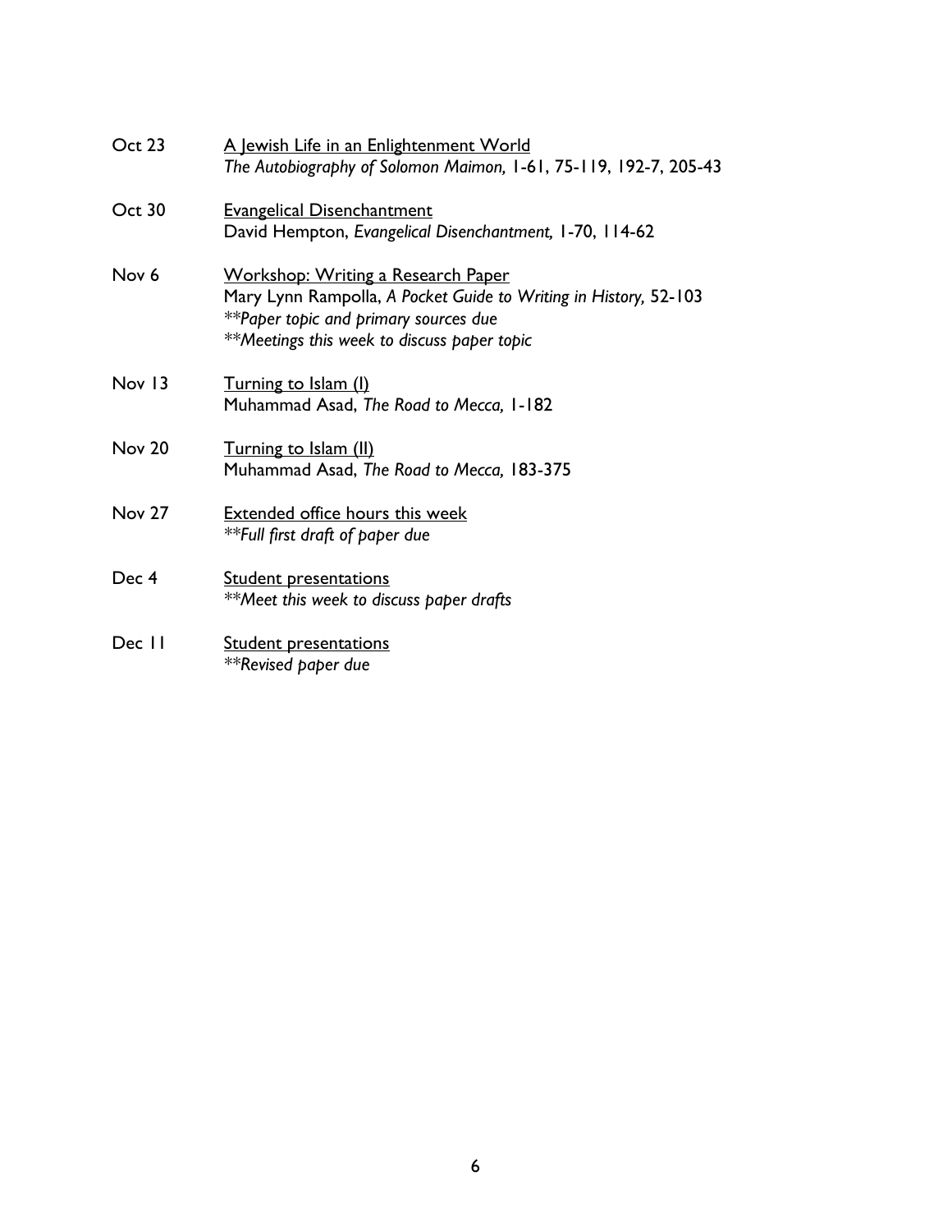Oct 23 <u>A Jewish Life in an Enlightenment World</u>
*The Autobiography of Solomon Maimon,* 1-61, 75-119, 192-7, 205-43

Oct 30 <u>Evangelical Disenchantment</u>
David Hempton, *Evangelical Disenchantment,* 1-70, 114-62

Nov 6 <u>Workshop: Writing a Research Paper</u>
Mary Lynn Rampolla, *A Pocket Guide to Writing in History,* 52-103
*\*\*Paper topic and primary sources due*
*\*\*Meetings this week to discuss paper topic*

Nov 13 <u>Turning to Islam (I)</u>
Muhammad Asad, *The Road to Mecca,* 1-182

Nov 20 <u>Turning to Islam (II)</u>
Muhammad Asad, *The Road to Mecca,* 183-375

Nov 27 <u>Extended office hours this week</u>
*\*\*Full first draft of paper due*

Dec 4 <u>Student presentations</u>
*\*\*Meet this week to discuss paper drafts*

Dec 11 <u>Student presentations</u>
*\*\*Revised paper due*